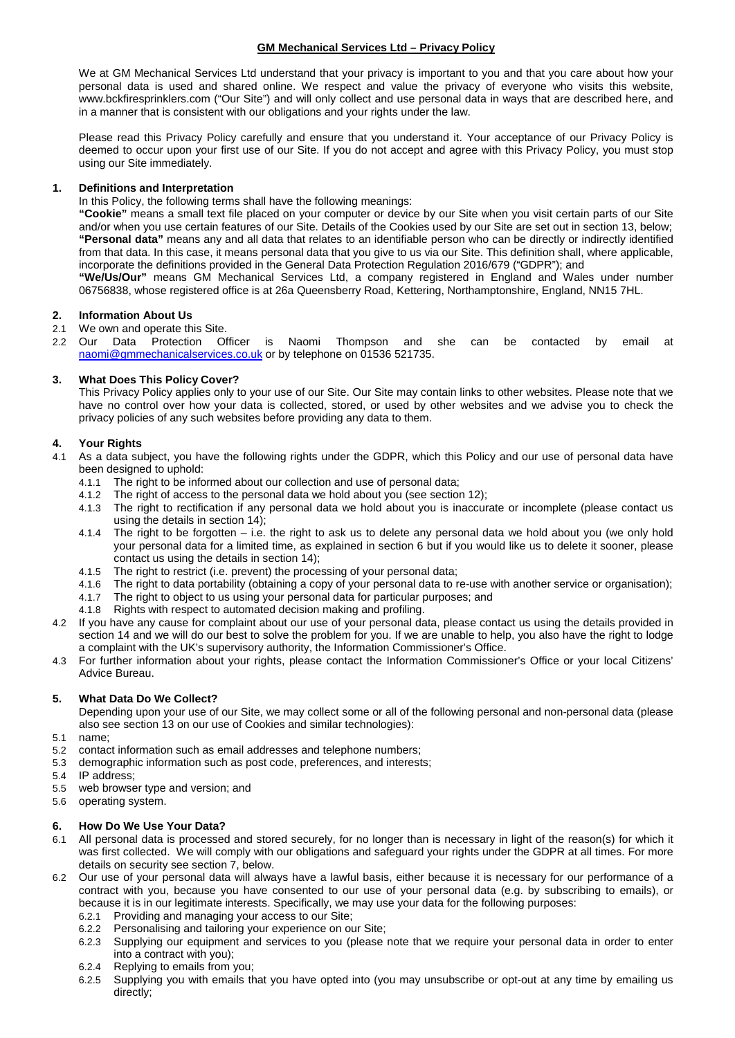# GM Mechanical Services Ltd – Privacy Policy

We at GM Mechanical Services Ltd understand that your privacy is important to you and that you care about how your personal data is used and shared online. We respect and value the privacy of everyone who visits this website, www.bckfiresprinklers.com ("Our Site") and will only collect and use personal data in ways that are described here, and in a manner that is consistent with our obligations and your rights under the law.

Please read this Privacy Policy carefully and ensure that you understand it. Your acceptance of our Privacy Policy is deemed to occur upon your first use of our Site. If you do not accept and agree with this Privacy Policy, you must stop using our Site immediately.

## 1. Definitions and Interpretation

In this Policy, the following terms shall have the following meanings:

**"Cookie"** means a small text file placed on your computer or device by our Site when you visit certain parts of our Site and/or when you use certain features of our Site. Details of the Cookies used by our Site are set out in section 13, below;

**"Personal data"** means any and all data that relates to an identifiable person who can be directly or indirectly identified from that data. In this case, it means personal data that you give to us via our Site. This definition shall, where applicable, incorporate the definitions provided in the General Data Protection Regulation 2016/679 ("GDPR"); and

**"We/Us/Our"** means GM Mechanical Services Ltd, a company registered in England and Wales under number 06756838, whose registered office is at 26a Queensberry Road, Kettering, Northamptonshire, England, NN15 7HL.

## 2. Information About Us

2.1 We own and operate this Site.

2.2 Our Data Protection Officer is Naomi Thompson and she can be contacted by email at naomi@gmmechanicalservices.co.uk or by telephone on 01536 521735.

## 3. What Does This Policy Cover?

This Privacy Policy applies only to your use of our Site. Our Site may contain links to other websites. Please note that we have no control over how your data is collected, stored, or used by other websites and we advise you to check the privacy policies of any such websites before providing any data to them.

## 4. Your Rights

4.1 As a data subject, you have the following rights under the GDPR, which this Policy and our use of personal data have been designed to uphold:

- 4.1.1 The right to be informed about our collection and use of personal data;
- 4.1.2 The right of access to the personal data we hold about you (see section 12);
- 4.1.3 The right to rectification if any personal data we hold about you is inaccurate or incomplete (please contact us using the details in section 14);
- 4.1.4 The right to be forgotten – i.e. the right to ask us to delete any personal data we hold about you (we only hold your personal data for a limited time, as explained in section 6 but if you would like us to delete it sooner, please contact us using the details in section 14);
- 4.1.5 The right to restrict (i.e. prevent) the processing of your personal data;
- 4.1.6 The right to data portability (obtaining a copy of your personal data to re-use with another service or organisation);
- 4.1.7 The right to object to us using your personal data for particular purposes; and
- 4.1.8 Rights with respect to automated decision making and profiling.

4.2 If you have any cause for complaint about our use of your personal data, please contact us using the details provided in section 14 and we will do our best to solve the problem for you. If we are unable to help, you also have the right to lodge a complaint with the UK's supervisory authority, the Information Commissioner's Office.

4.3 For further information about your rights, please contact the Information Commissioner's Office or your local Citizens' Advice Bureau.

## 5. What Data Do We Collect?

Depending upon your use of our Site, we may collect some or all of the following personal and non-personal data (please also see section 13 on our use of Cookies and similar technologies):

5.1 name;

5.2 contact information such as email addresses and telephone numbers;

5.3 demographic information such as post code, preferences, and interests;

5.4 IP address;

5.5 web browser type and version; and

5.6 operating system.

## 6. How Do We Use Your Data?

6.1 All personal data is processed and stored securely, for no longer than is necessary in light of the reason(s) for which it was first collected. We will comply with our obligations and safeguard your rights under the GDPR at all times. For more details on security see section 7, below.

6.2 Our use of your personal data will always have a lawful basis, either because it is necessary for our performance of a contract with you, because you have consented to our use of your personal data (e.g. by subscribing to emails), or because it is in our legitimate interests. Specifically, we may use your data for the following purposes:

- 6.2.1 Providing and managing your access to our Site;
- 6.2.2 Personalising and tailoring your experience on our Site;
- 6.2.3 Supplying our equipment and services to you (please note that we require your personal data in order to enter into a contract with you);
- 6.2.4 Replying to emails from you;
- 6.2.5 Supplying you with emails that you have opted into (you may unsubscribe or opt-out at any time by emailing us directly;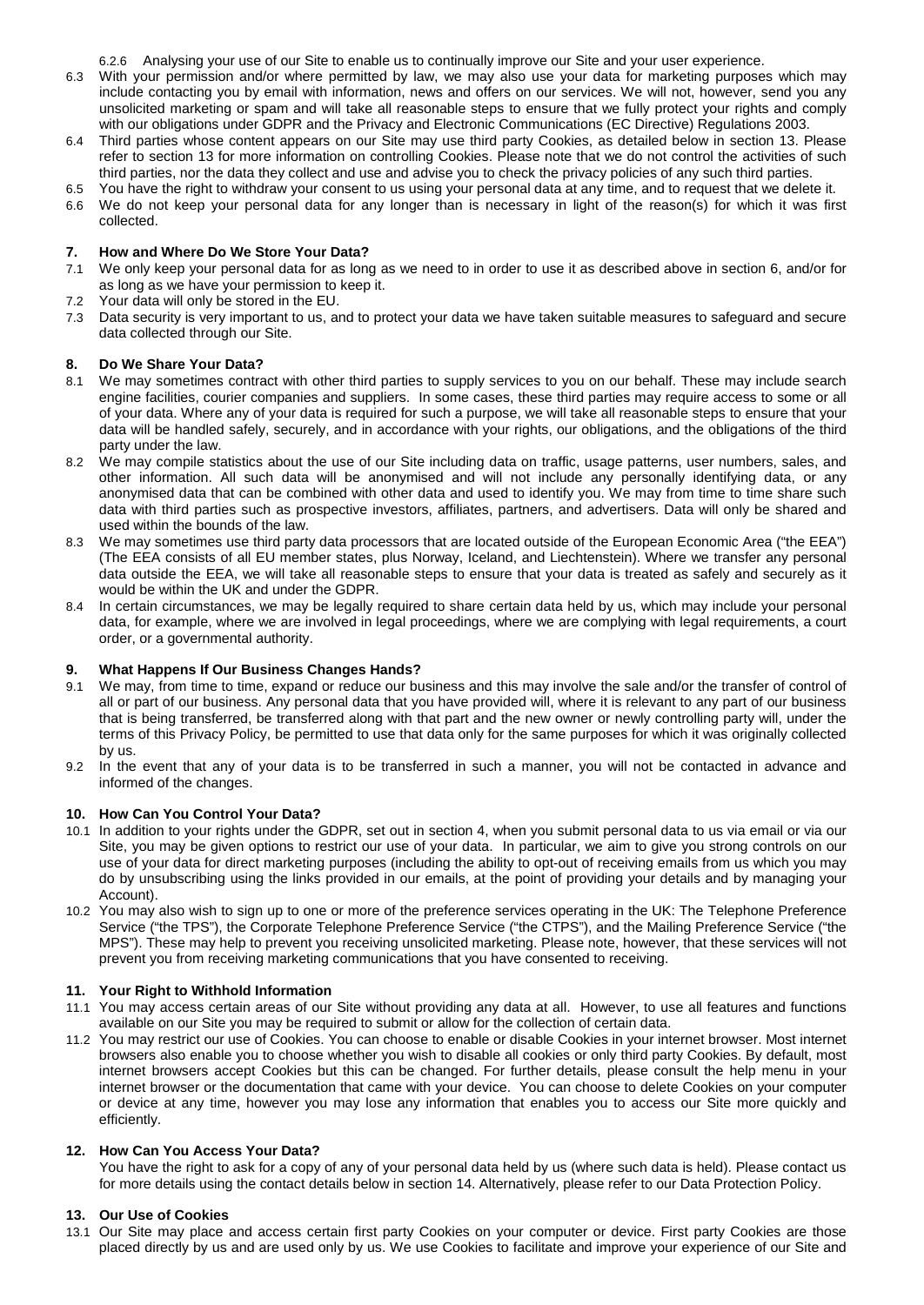6.2.6 Analysing your use of our Site to enable us to continually improve our Site and your user experience.

6.3 With your permission and/or where permitted by law, we may also use your data for marketing purposes which may include contacting you by email with information, news and offers on our services. We will not, however, send you any unsolicited marketing or spam and will take all reasonable steps to ensure that we fully protect your rights and comply with our obligations under GDPR and the Privacy and Electronic Communications (EC Directive) Regulations 2003.

6.4 Third parties whose content appears on our Site may use third party Cookies, as detailed below in section 13. Please refer to section 13 for more information on controlling Cookies. Please note that we do not control the activities of such third parties, nor the data they collect and use and advise you to check the privacy policies of any such third parties.

6.5 You have the right to withdraw your consent to us using your personal data at any time, and to request that we delete it.

6.6 We do not keep your personal data for any longer than is necessary in light of the reason(s) for which it was first collected.

## 7. How and Where Do We Store Your Data?

7.1 We only keep your personal data for as long as we need to in order to use it as described above in section 6, and/or for as long as we have your permission to keep it.

7.2 Your data will only be stored in the EU.

7.3 Data security is very important to us, and to protect your data we have taken suitable measures to safeguard and secure data collected through our Site.

## 8. Do We Share Your Data?

8.1 We may sometimes contract with other third parties to supply services to you on our behalf. These may include search engine facilities, courier companies and suppliers. In some cases, these third parties may require access to some or all of your data. Where any of your data is required for such a purpose, we will take all reasonable steps to ensure that your data will be handled safely, securely, and in accordance with your rights, our obligations, and the obligations of the third party under the law.

8.2 We may compile statistics about the use of our Site including data on traffic, usage patterns, user numbers, sales, and other information. All such data will be anonymised and will not include any personally identifying data, or any anonymised data that can be combined with other data and used to identify you. We may from time to time share such data with third parties such as prospective investors, affiliates, partners, and advertisers. Data will only be shared and used within the bounds of the law.

8.3 We may sometimes use third party data processors that are located outside of the European Economic Area ("the EEA") (The EEA consists of all EU member states, plus Norway, Iceland, and Liechtenstein). Where we transfer any personal data outside the EEA, we will take all reasonable steps to ensure that your data is treated as safely and securely as it would be within the UK and under the GDPR.

8.4 In certain circumstances, we may be legally required to share certain data held by us, which may include your personal data, for example, where we are involved in legal proceedings, where we are complying with legal requirements, a court order, or a governmental authority.

## 9. What Happens If Our Business Changes Hands?

9.1 We may, from time to time, expand or reduce our business and this may involve the sale and/or the transfer of control of all or part of our business. Any personal data that you have provided will, where it is relevant to any part of our business that is being transferred, be transferred along with that part and the new owner or newly controlling party will, under the terms of this Privacy Policy, be permitted to use that data only for the same purposes for which it was originally collected by us.

9.2 In the event that any of your data is to be transferred in such a manner, you will not be contacted in advance and informed of the changes.

## 10. How Can You Control Your Data?

10.1 In addition to your rights under the GDPR, set out in section 4, when you submit personal data to us via email or via our Site, you may be given options to restrict our use of your data. In particular, we aim to give you strong controls on our use of your data for direct marketing purposes (including the ability to opt-out of receiving emails from us which you may do by unsubscribing using the links provided in our emails, at the point of providing your details and by managing your Account).

10.2 You may also wish to sign up to one or more of the preference services operating in the UK: The Telephone Preference Service ("the TPS"), the Corporate Telephone Preference Service ("the CTPS"), and the Mailing Preference Service ("the MPS"). These may help to prevent you receiving unsolicited marketing. Please note, however, that these services will not prevent you from receiving marketing communications that you have consented to receiving.

## 11. Your Right to Withhold Information

11.1 You may access certain areas of our Site without providing any data at all. However, to use all features and functions available on our Site you may be required to submit or allow for the collection of certain data.

11.2 You may restrict our use of Cookies. You can choose to enable or disable Cookies in your internet browser. Most internet browsers also enable you to choose whether you wish to disable all cookies or only third party Cookies. By default, most internet browsers accept Cookies but this can be changed. For further details, please consult the help menu in your internet browser or the documentation that came with your device. You can choose to delete Cookies on your computer or device at any time, however you may lose any information that enables you to access our Site more quickly and efficiently.

## 12. How Can You Access Your Data?

You have the right to ask for a copy of any of your personal data held by us (where such data is held). Please contact us for more details using the contact details below in section 14. Alternatively, please refer to our Data Protection Policy.

## 13. Our Use of Cookies

13.1 Our Site may place and access certain first party Cookies on your computer or device. First party Cookies are those placed directly by us and are used only by us. We use Cookies to facilitate and improve your experience of our Site and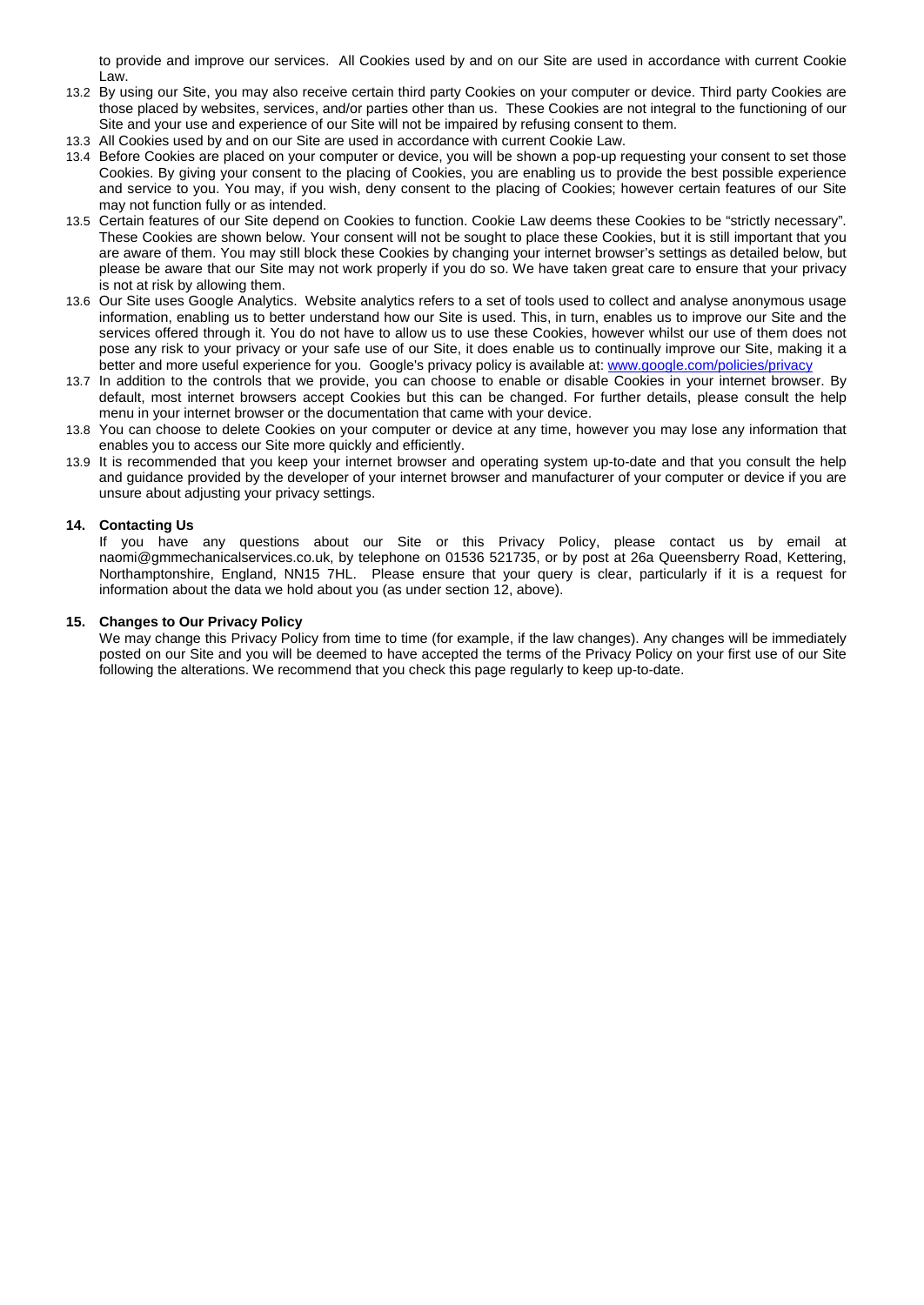to provide and improve our services. All Cookies used by and on our Site are used in accordance with current Cookie Law.

13.2 By using our Site, you may also receive certain third party Cookies on your computer or device. Third party Cookies are those placed by websites, services, and/or parties other than us. These Cookies are not integral to the functioning of our Site and your use and experience of our Site will not be impaired by refusing consent to them.

13.3 All Cookies used by and on our Site are used in accordance with current Cookie Law.

13.4 Before Cookies are placed on your computer or device, you will be shown a pop-up requesting your consent to set those Cookies. By giving your consent to the placing of Cookies, you are enabling us to provide the best possible experience and service to you. You may, if you wish, deny consent to the placing of Cookies; however certain features of our Site may not function fully or as intended.

13.5 Certain features of our Site depend on Cookies to function. Cookie Law deems these Cookies to be "strictly necessary". These Cookies are shown below. Your consent will not be sought to place these Cookies, but it is still important that you are aware of them. You may still block these Cookies by changing your internet browser's settings as detailed below, but please be aware that our Site may not work properly if you do so. We have taken great care to ensure that your privacy is not at risk by allowing them.

13.6 Our Site uses Google Analytics. Website analytics refers to a set of tools used to collect and analyse anonymous usage information, enabling us to better understand how our Site is used. This, in turn, enables us to improve our Site and the services offered through it. You do not have to allow us to use these Cookies, however whilst our use of them does not pose any risk to your privacy or your safe use of our Site, it does enable us to continually improve our Site, making it a better and more useful experience for you. Google's privacy policy is available at: [www.google.com/policies/privacy](http://www.google.com/policies/privacy)

13.7 In addition to the controls that we provide, you can choose to enable or disable Cookies in your internet browser. By default, most internet browsers accept Cookies but this can be changed. For further details, please consult the help menu in your internet browser or the documentation that came with your device.

13.8 You can choose to delete Cookies on your computer or device at any time, however you may lose any information that enables you to access our Site more quickly and efficiently.

13.9 It is recommended that you keep your internet browser and operating system up-to-date and that you consult the help and guidance provided by the developer of your internet browser and manufacturer of your computer or device if you are unsure about adjusting your privacy settings.

## 14. Contacting Us

If you have any questions about our Site or this Privacy Policy, please contact us by email at naomi@gmmechanicalservices.co.uk, by telephone on 01536 521735, or by post at 26a Queensberry Road, Kettering, Northamptonshire, England, NN15 7HL. Please ensure that your query is clear, particularly if it is a request for information about the data we hold about you (as under section 12, above).

## 15. Changes to Our Privacy Policy

We may change this Privacy Policy from time to time (for example, if the law changes). Any changes will be immediately posted on our Site and you will be deemed to have accepted the terms of the Privacy Policy on your first use of our Site following the alterations. We recommend that you check this page regularly to keep up-to-date.